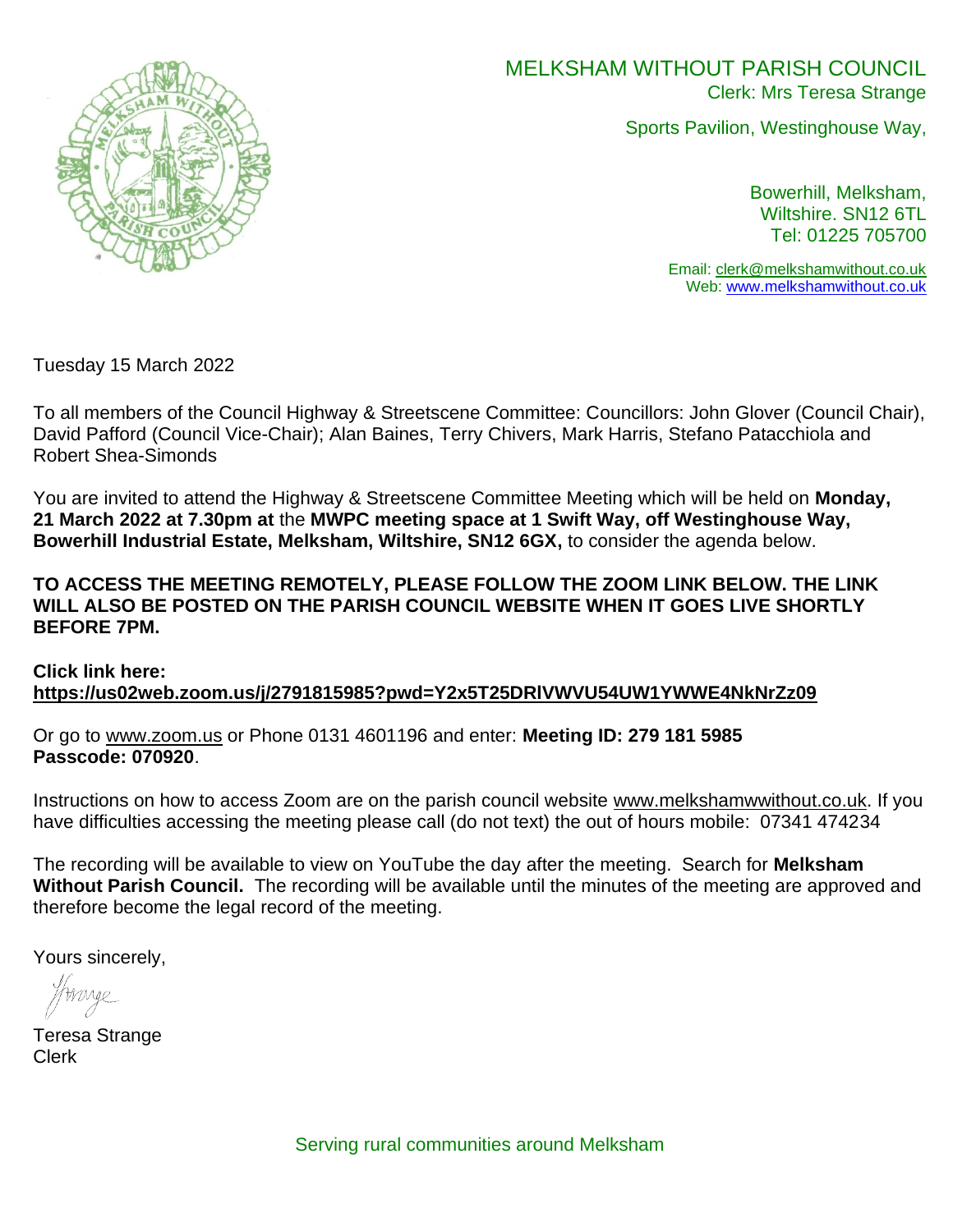# MELKSHAM WITHOUT PARISH COUNCIL

Clerk: Mrs Teresa Strange

Sports Pavilion, Westinghouse Way,

Bowerhill, Melksham,
Wiltshire. SN12 6TL
Tel: 01225 705700

Email: clerk@melkshamwithout.co.uk
Web: www.melkshamwithout.co.uk

Tuesday 15 March 2022

To all members of the Council Highway & Streetscene Committee: Councillors: John Glover (Council Chair), David Pafford (Council Vice-Chair); Alan Baines, Terry Chivers, Mark Harris, Stefano Patacchiola and Robert Shea-Simonds

You are invited to attend the Highway & Streetscene Committee Meeting which will be held on **Monday, 21 March 2022 at 7.30pm at** the **MWPC meeting space at 1 Swift Way, off Westinghouse Way, Bowerhill Industrial Estate, Melksham, Wiltshire, SN12 6GX,** to consider the agenda below.

**TO ACCESS THE MEETING REMOTELY, PLEASE FOLLOW THE ZOOM LINK BELOW. THE LINK WILL ALSO BE POSTED ON THE PARISH COUNCIL WEBSITE WHEN IT GOES LIVE SHORTLY BEFORE 7PM.**

**Click link here:**
**https://us02web.zoom.us/j/2791815985?pwd=Y2x5T25DRlVWVU54UW1YWWE4NkNrZz09**

Or go to www.zoom.us or Phone 0131 4601196 and enter: **Meeting ID: 279 181 5985 Passcode: 070920**.

Instructions on how to access Zoom are on the parish council website www.melkshamwwithout.co.uk. If you have difficulties accessing the meeting please call (do not text) the out of hours mobile: 07341 474234

The recording will be available to view on YouTube the day after the meeting. Search for **Melksham Without Parish Council.** The recording will be available until the minutes of the meeting are approved and therefore become the legal record of the meeting.

Yours sincerely,

Teresa Strange
Clerk

Serving rural communities around Melksham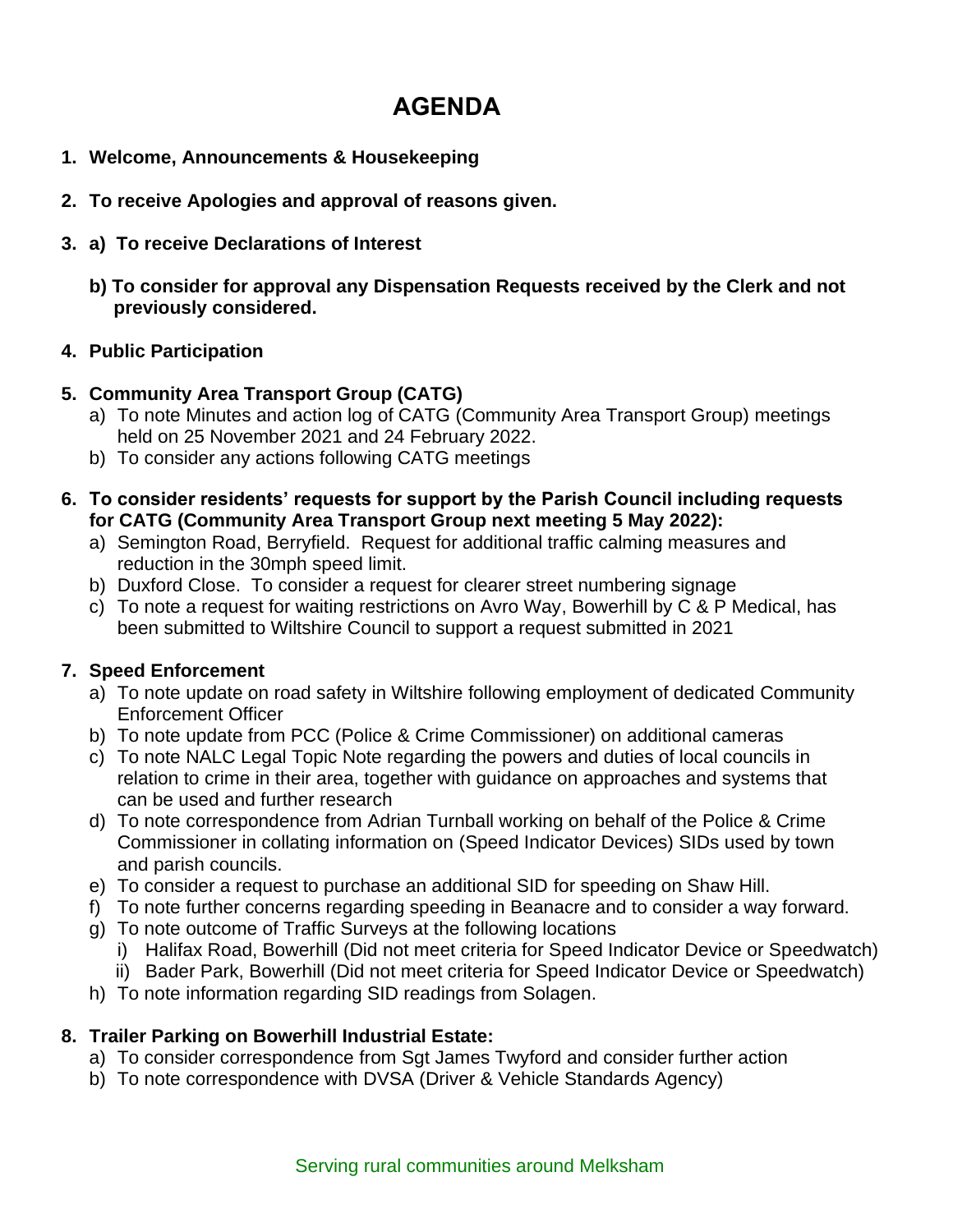# AGENDA

1. **Welcome, Announcements & Housekeeping**

2. **To receive Apologies and approval of reasons given.**

3. **a) To receive Declarations of Interest**

   **b) To consider for approval any Dispensation Requests received by the Clerk and not previously considered.**

4. **Public Participation**

5. **Community Area Transport Group (CATG)**
   a) To note Minutes and action log of CATG (Community Area Transport Group) meetings held on 25 November 2021 and 24 February 2022.
   b) To consider any actions following CATG meetings

6. **To consider residents' requests for support by the Parish Council including requests for CATG (Community Area Transport Group next meeting 5 May 2022):**
   a) Semington Road, Berryfield. Request for additional traffic calming measures and reduction in the 30mph speed limit.
   b) Duxford Close. To consider a request for clearer street numbering signage
   c) To note a request for waiting restrictions on Avro Way, Bowerhill by C & P Medical, has been submitted to Wiltshire Council to support a request submitted in 2021

7. **Speed Enforcement**
   a) To note update on road safety in Wiltshire following employment of dedicated Community Enforcement Officer
   b) To note update from PCC (Police & Crime Commissioner) on additional cameras
   c) To note NALC Legal Topic Note regarding the powers and duties of local councils in relation to crime in their area, together with guidance on approaches and systems that can be used and further research
   d) To note correspondence from Adrian Turnball working on behalf of the Police & Crime Commissioner in collating information on (Speed Indicator Devices) SIDs used by town and parish councils.
   e) To consider a request to purchase an additional SID for speeding on Shaw Hill.
   f) To note further concerns regarding speeding in Beanacre and to consider a way forward.
   g) To note outcome of Traffic Surveys at the following locations
      i) Halifax Road, Bowerhill (Did not meet criteria for Speed Indicator Device or Speedwatch)
      ii) Bader Park, Bowerhill (Did not meet criteria for Speed Indicator Device or Speedwatch)
   h) To note information regarding SID readings from Solagen.

8. **Trailer Parking on Bowerhill Industrial Estate:**
   a) To consider correspondence from Sgt James Twyford and consider further action
   b) To note correspondence with DVSA (Driver & Vehicle Standards Agency)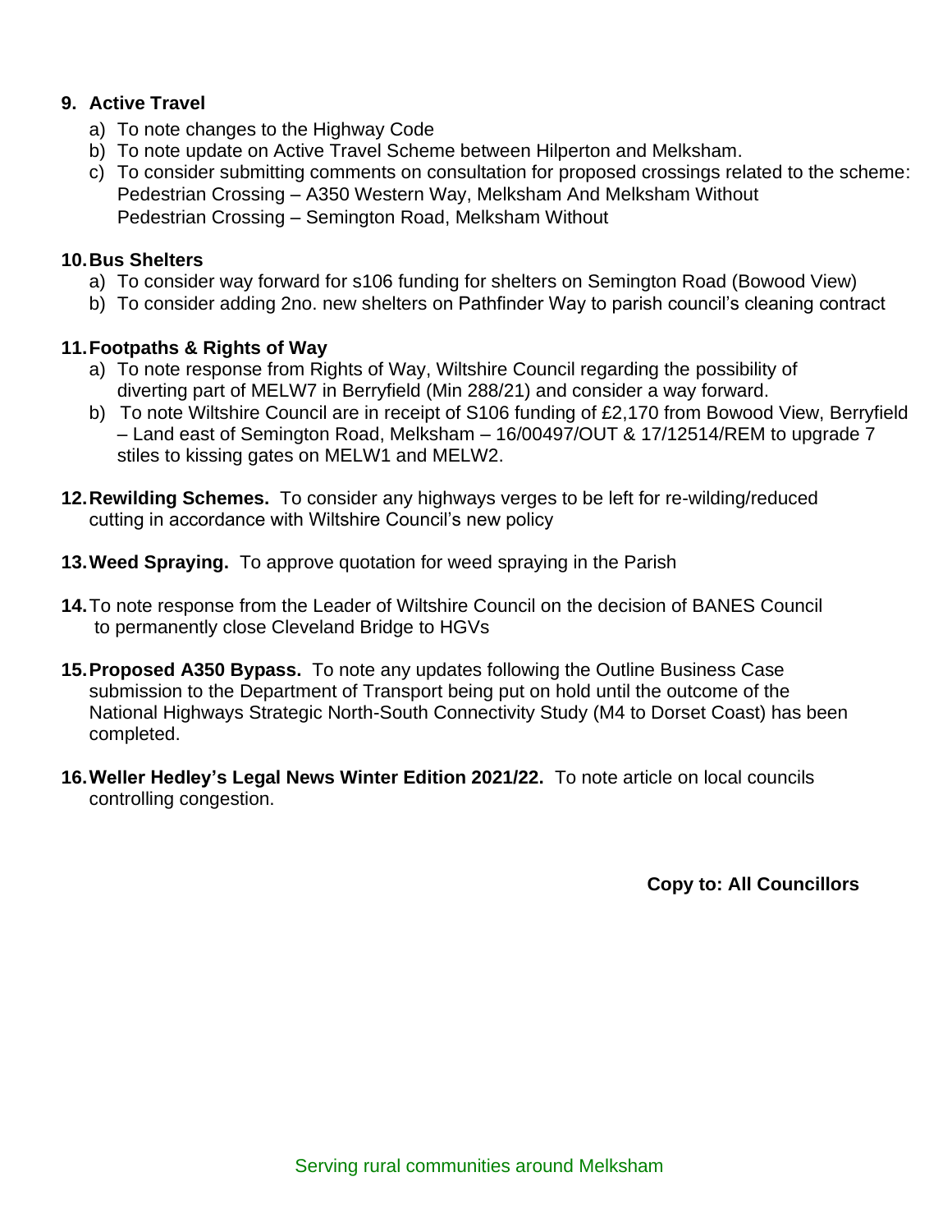**9. Active Travel**

a) To note changes to the Highway Code
b) To note update on Active Travel Scheme between Hilperton and Melksham.
c) To consider submitting comments on consultation for proposed crossings related to the scheme:
   Pedestrian Crossing – A350 Western Way, Melksham And Melksham Without
   Pedestrian Crossing – Semington Road, Melksham Without

**10. Bus Shelters**

a) To consider way forward for s106 funding for shelters on Semington Road (Bowood View)
b) To consider adding 2no. new shelters on Pathfinder Way to parish council's cleaning contract

**11. Footpaths & Rights of Way**

a) To note response from Rights of Way, Wiltshire Council regarding the possibility of diverting part of MELW7 in Berryfield (Min 288/21) and consider a way forward.
b) To note Wiltshire Council are in receipt of S106 funding of £2,170 from Bowood View, Berryfield – Land east of Semington Road, Melksham – 16/00497/OUT & 17/12514/REM to upgrade 7 stiles to kissing gates on MELW1 and MELW2.

**12. Rewilding Schemes.** To consider any highways verges to be left for re-wilding/reduced cutting in accordance with Wiltshire Council's new policy

**13. Weed Spraying.** To approve quotation for weed spraying in the Parish

**14.** To note response from the Leader of Wiltshire Council on the decision of BANES Council to permanently close Cleveland Bridge to HGVs

**15. Proposed A350 Bypass.** To note any updates following the Outline Business Case submission to the Department of Transport being put on hold until the outcome of the National Highways Strategic North-South Connectivity Study (M4 to Dorset Coast) has been completed.

**16. Weller Hedley's Legal News Winter Edition 2021/22.** To note article on local councils controlling congestion.

**Copy to: All Councillors**

Serving rural communities around Melksham